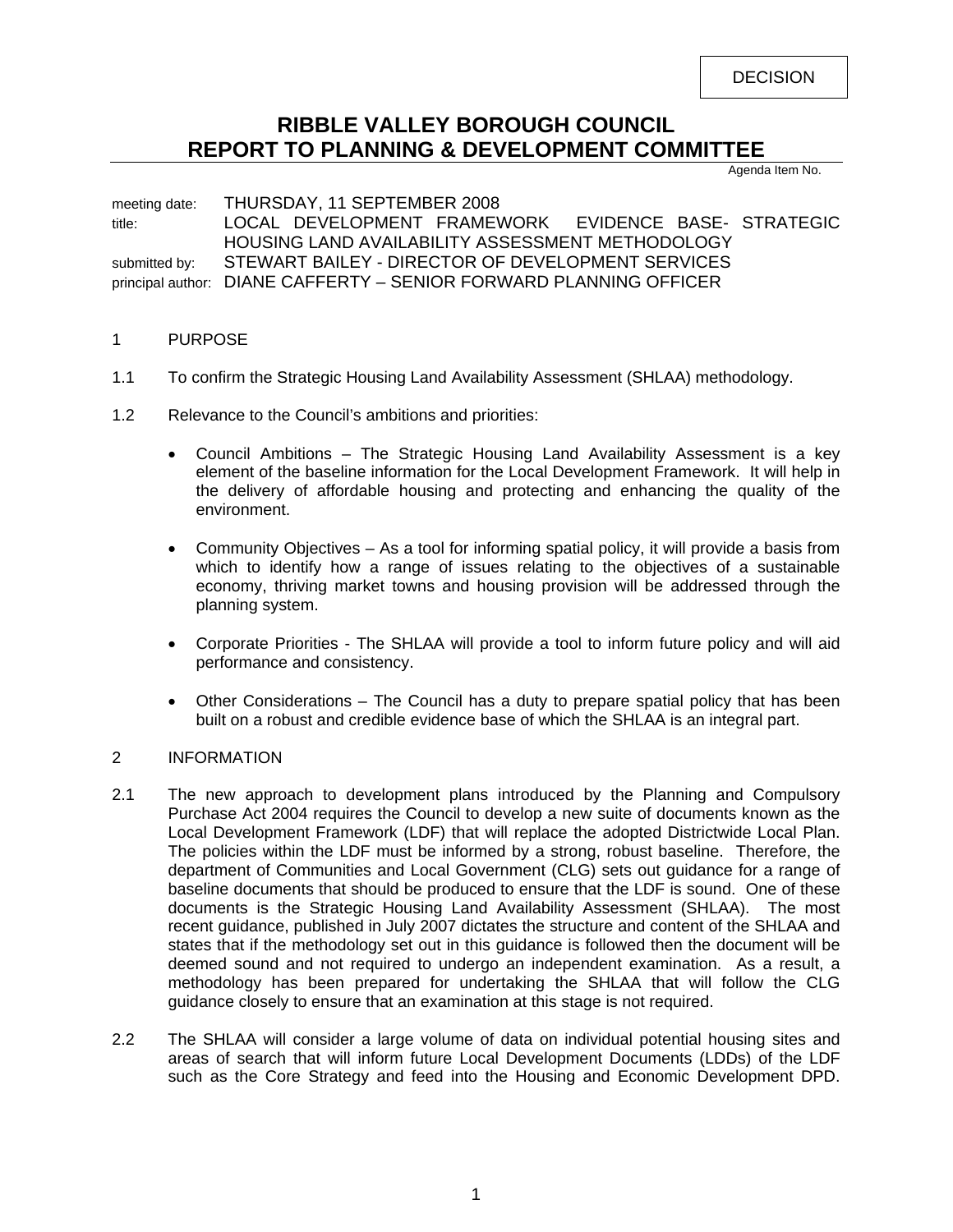DECISION

# RIBBLE VALLEY BOROUGH COUNCIL
# REPORT TO PLANNING & DEVELOPMENT COMMITTEE

Agenda Item No.

meeting date: THURSDAY, 11 SEPTEMBER 2008
title: LOCAL DEVELOPMENT FRAMEWORK EVIDENCE BASE- STRATEGIC HOUSING LAND AVAILABILITY ASSESSMENT METHODOLOGY
submitted by: STEWART BAILEY - DIRECTOR OF DEVELOPMENT SERVICES
principal author: DIANE CAFFERTY – SENIOR FORWARD PLANNING OFFICER

## 1 PURPOSE

1.1 To confirm the Strategic Housing Land Availability Assessment (SHLAA) methodology.

1.2 Relevance to the Council's ambitions and priorities:

- Council Ambitions – The Strategic Housing Land Availability Assessment is a key element of the baseline information for the Local Development Framework. It will help in the delivery of affordable housing and protecting and enhancing the quality of the environment.

- Community Objectives – As a tool for informing spatial policy, it will provide a basis from which to identify how a range of issues relating to the objectives of a sustainable economy, thriving market towns and housing provision will be addressed through the planning system.

- Corporate Priorities - The SHLAA will provide a tool to inform future policy and will aid performance and consistency.

- Other Considerations – The Council has a duty to prepare spatial policy that has been built on a robust and credible evidence base of which the SHLAA is an integral part.

## 2 INFORMATION

2.1 The new approach to development plans introduced by the Planning and Compulsory Purchase Act 2004 requires the Council to develop a new suite of documents known as the Local Development Framework (LDF) that will replace the adopted Districtwide Local Plan. The policies within the LDF must be informed by a strong, robust baseline. Therefore, the department of Communities and Local Government (CLG) sets out guidance for a range of baseline documents that should be produced to ensure that the LDF is sound. One of these documents is the Strategic Housing Land Availability Assessment (SHLAA). The most recent guidance, published in July 2007 dictates the structure and content of the SHLAA and states that if the methodology set out in this guidance is followed then the document will be deemed sound and not required to undergo an independent examination. As a result, a methodology has been prepared for undertaking the SHLAA that will follow the CLG guidance closely to ensure that an examination at this stage is not required.

2.2 The SHLAA will consider a large volume of data on individual potential housing sites and areas of search that will inform future Local Development Documents (LDDs) of the LDF such as the Core Strategy and feed into the Housing and Economic Development DPD.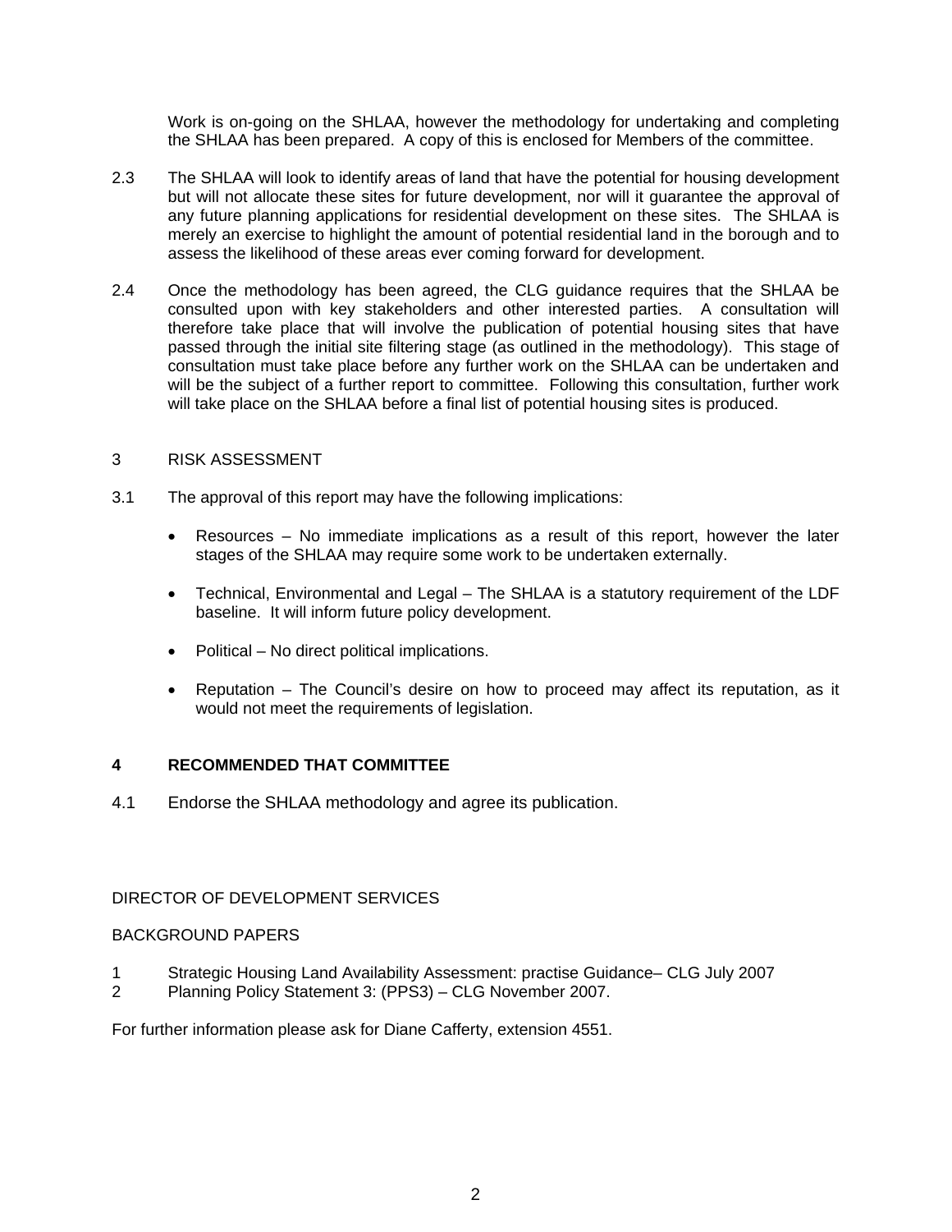Work is on-going on the SHLAA, however the methodology for undertaking and completing the SHLAA has been prepared. A copy of this is enclosed for Members of the committee.

2.3 The SHLAA will look to identify areas of land that have the potential for housing development but will not allocate these sites for future development, nor will it guarantee the approval of any future planning applications for residential development on these sites. The SHLAA is merely an exercise to highlight the amount of potential residential land in the borough and to assess the likelihood of these areas ever coming forward for development.

2.4 Once the methodology has been agreed, the CLG guidance requires that the SHLAA be consulted upon with key stakeholders and other interested parties. A consultation will therefore take place that will involve the publication of potential housing sites that have passed through the initial site filtering stage (as outlined in the methodology). This stage of consultation must take place before any further work on the SHLAA can be undertaken and will be the subject of a further report to committee. Following this consultation, further work will take place on the SHLAA before a final list of potential housing sites is produced.

3 RISK ASSESSMENT

3.1 The approval of this report may have the following implications:

- Resources – No immediate implications as a result of this report, however the later stages of the SHLAA may require some work to be undertaken externally.
- Technical, Environmental and Legal – The SHLAA is a statutory requirement of the LDF baseline. It will inform future policy development.
- Political – No direct political implications.
- Reputation – The Council's desire on how to proceed may affect its reputation, as it would not meet the requirements of legislation.

**4 RECOMMENDED THAT COMMITTEE**

4.1 Endorse the SHLAA methodology and agree its publication.

DIRECTOR OF DEVELOPMENT SERVICES

BACKGROUND PAPERS

1 Strategic Housing Land Availability Assessment: practise Guidance– CLG July 2007
2 Planning Policy Statement 3: (PPS3) – CLG November 2007.

For further information please ask for Diane Cafferty, extension 4551.